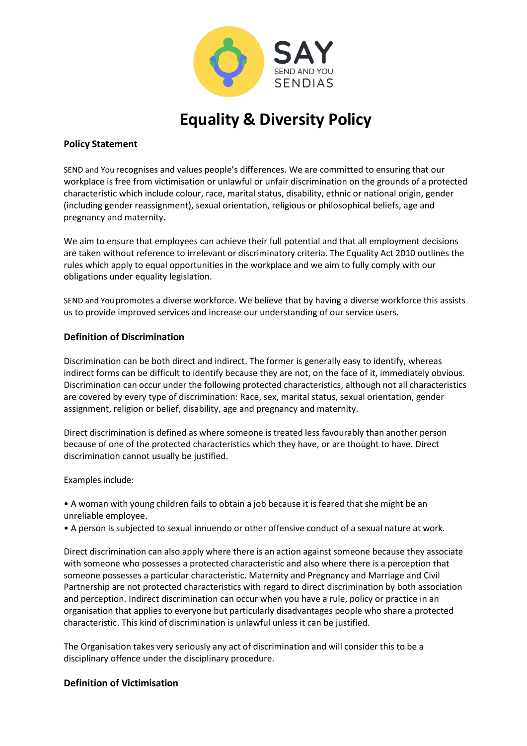# Equality & Diversity Policy

**Policy Statement**

SEND and You recognises and values people's differences. We are committed to ensuring that our workplace is free from victimisation or unlawful or unfair discrimination on the grounds of a protected characteristic which include colour, race, marital status, disability, ethnic or national origin, gender (including gender reassignment), sexual orientation, religious or philosophical beliefs, age and pregnancy and maternity.

We aim to ensure that employees can achieve their full potential and that all employment decisions are taken without reference to irrelevant or discriminatory criteria. The Equality Act 2010 outlines the rules which apply to equal opportunities in the workplace and we aim to fully comply with our obligations under equality legislation.

SEND and You promotes a diverse workforce. We believe that by having a diverse workforce this assists us to provide improved services and increase our understanding of our service users.

**Definition of Discrimination**

Discrimination can be both direct and indirect. The former is generally easy to identify, whereas indirect forms can be difficult to identify because they are not, on the face of it, immediately obvious. Discrimination can occur under the following protected characteristics, although not all characteristics are covered by every type of discrimination: Race, sex, marital status, sexual orientation, gender assignment, religion or belief, disability, age and pregnancy and maternity.

Direct discrimination is defined as where someone is treated less favourably than another person because of one of the protected characteristics which they have, or are thought to have. Direct discrimination cannot usually be justified.

Examples include:

• A woman with young children fails to obtain a job because it is feared that she might be an unreliable employee.
• A person is subjected to sexual innuendo or other offensive conduct of a sexual nature at work.

Direct discrimination can also apply where there is an action against someone because they associate with someone who possesses a protected characteristic and also where there is a perception that someone possesses a particular characteristic. Maternity and Pregnancy and Marriage and Civil Partnership are not protected characteristics with regard to direct discrimination by both association and perception. Indirect discrimination can occur when you have a rule, policy or practice in an organisation that applies to everyone but particularly disadvantages people who share a protected characteristic. This kind of discrimination is unlawful unless it can be justified.

The Organisation takes very seriously any act of discrimination and will consider this to be a disciplinary offence under the disciplinary procedure.

**Definition of Victimisation**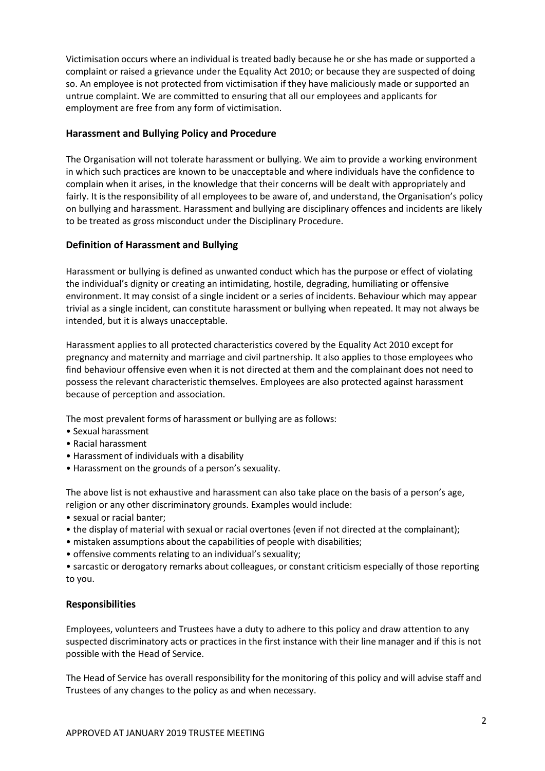Victimisation occurs where an individual is treated badly because he or she has made or supported a complaint or raised a grievance under the Equality Act 2010; or because they are suspected of doing so. An employee is not protected from victimisation if they have maliciously made or supported an untrue complaint. We are committed to ensuring that all our employees and applicants for employment are free from any form of victimisation.

## Harassment and Bullying Policy and Procedure

The Organisation will not tolerate harassment or bullying. We aim to provide a working environment in which such practices are known to be unacceptable and where individuals have the confidence to complain when it arises, in the knowledge that their concerns will be dealt with appropriately and fairly. It is the responsibility of all employees to be aware of, and understand, the Organisation's policy on bullying and harassment. Harassment and bullying are disciplinary offences and incidents are likely to be treated as gross misconduct under the Disciplinary Procedure.

## Definition of Harassment and Bullying

Harassment or bullying is defined as unwanted conduct which has the purpose or effect of violating the individual's dignity or creating an intimidating, hostile, degrading, humiliating or offensive environment. It may consist of a single incident or a series of incidents. Behaviour which may appear trivial as a single incident, can constitute harassment or bullying when repeated. It may not always be intended, but it is always unacceptable.

Harassment applies to all protected characteristics covered by the Equality Act 2010 except for pregnancy and maternity and marriage and civil partnership. It also applies to those employees who find behaviour offensive even when it is not directed at them and the complainant does not need to possess the relevant characteristic themselves. Employees are also protected against harassment because of perception and association.

The most prevalent forms of harassment or bullying are as follows:

- Sexual harassment
- Racial harassment
- Harassment of individuals with a disability
- Harassment on the grounds of a person's sexuality.

The above list is not exhaustive and harassment can also take place on the basis of a person's age, religion or any other discriminatory grounds. Examples would include:

- sexual or racial banter;
- the display of material with sexual or racial overtones (even if not directed at the complainant);
- mistaken assumptions about the capabilities of people with disabilities;
- offensive comments relating to an individual's sexuality;
- sarcastic or derogatory remarks about colleagues, or constant criticism especially of those reporting to you.

## Responsibilities

Employees, volunteers and Trustees have a duty to adhere to this policy and draw attention to any suspected discriminatory acts or practices in the first instance with their line manager and if this is not possible with the Head of Service.

The Head of Service has overall responsibility for the monitoring of this policy and will advise staff and Trustees of any changes to the policy as and when necessary.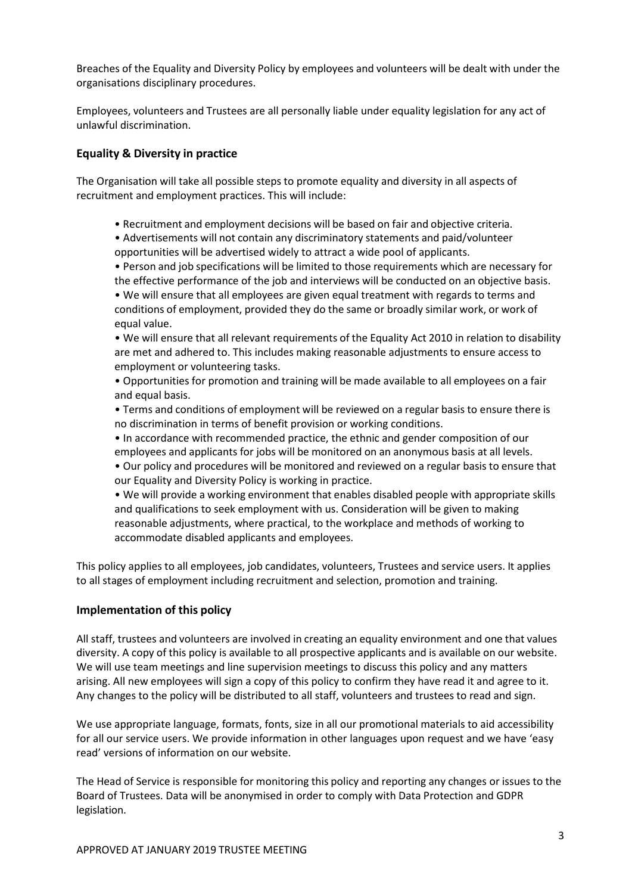Breaches of the Equality and Diversity Policy by employees and volunteers will be dealt with under the organisations disciplinary procedures.

Employees, volunteers and Trustees are all personally liable under equality legislation for any act of unlawful discrimination.

### Equality & Diversity in practice

The Organisation will take all possible steps to promote equality and diversity in all aspects of recruitment and employment practices. This will include:

- Recruitment and employment decisions will be based on fair and objective criteria.
- Advertisements will not contain any discriminatory statements and paid/volunteer opportunities will be advertised widely to attract a wide pool of applicants.
- Person and job specifications will be limited to those requirements which are necessary for the effective performance of the job and interviews will be conducted on an objective basis.
- We will ensure that all employees are given equal treatment with regards to terms and conditions of employment, provided they do the same or broadly similar work, or work of equal value.
- We will ensure that all relevant requirements of the Equality Act 2010 in relation to disability are met and adhered to. This includes making reasonable adjustments to ensure access to employment or volunteering tasks.
- Opportunities for promotion and training will be made available to all employees on a fair and equal basis.
- Terms and conditions of employment will be reviewed on a regular basis to ensure there is no discrimination in terms of benefit provision or working conditions.
- In accordance with recommended practice, the ethnic and gender composition of our employees and applicants for jobs will be monitored on an anonymous basis at all levels.
- Our policy and procedures will be monitored and reviewed on a regular basis to ensure that our Equality and Diversity Policy is working in practice.
- We will provide a working environment that enables disabled people with appropriate skills and qualifications to seek employment with us. Consideration will be given to making reasonable adjustments, where practical, to the workplace and methods of working to accommodate disabled applicants and employees.

This policy applies to all employees, job candidates, volunteers, Trustees and service users. It applies to all stages of employment including recruitment and selection, promotion and training.

### Implementation of this policy

All staff, trustees and volunteers are involved in creating an equality environment and one that values diversity. A copy of this policy is available to all prospective applicants and is available on our website. We will use team meetings and line supervision meetings to discuss this policy and any matters arising. All new employees will sign a copy of this policy to confirm they have read it and agree to it. Any changes to the policy will be distributed to all staff, volunteers and trustees to read and sign.

We use appropriate language, formats, fonts, size in all our promotional materials to aid accessibility for all our service users. We provide information in other languages upon request and we have 'easy read' versions of information on our website.

The Head of Service is responsible for monitoring this policy and reporting any changes or issues to the Board of Trustees. Data will be anonymised in order to comply with Data Protection and GDPR legislation.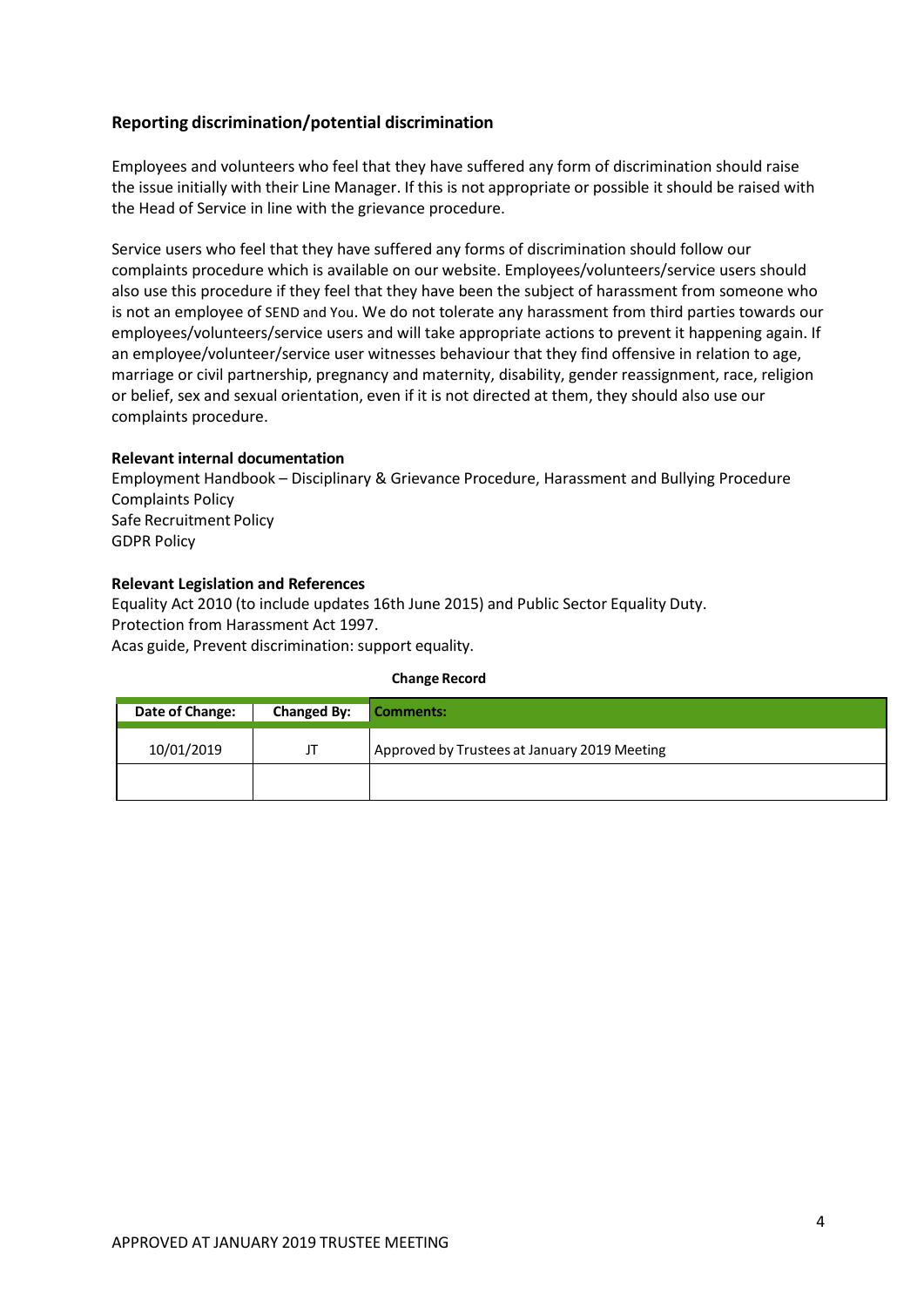## Reporting discrimination/potential discrimination

Employees and volunteers who feel that they have suffered any form of discrimination should raise the issue initially with their Line Manager. If this is not appropriate or possible it should be raised with the Head of Service in line with the grievance procedure.

Service users who feel that they have suffered any forms of discrimination should follow our complaints procedure which is available on our website. Employees/volunteers/service users should also use this procedure if they feel that they have been the subject of harassment from someone who is not an employee of SEND and You. We do not tolerate any harassment from third parties towards our employees/volunteers/service users and will take appropriate actions to prevent it happening again. If an employee/volunteer/service user witnesses behaviour that they find offensive in relation to age, marriage or civil partnership, pregnancy and maternity, disability, gender reassignment, race, religion or belief, sex and sexual orientation, even if it is not directed at them, they should also use our complaints procedure.

**Relevant internal documentation**

Employment Handbook – Disciplinary & Grievance Procedure, Harassment and Bullying Procedure
Complaints Policy
Safe Recruitment Policy
GDPR Policy

**Relevant Legislation and References**

Equality Act 2010 (to include updates 16th June 2015) and Public Sector Equality Duty.
Protection from Harassment Act 1997.
Acas guide, Prevent discrimination: support equality.

**Change Record**

| Date of Change: | Changed By: | Comments: |
|---|---|---|
| 10/01/2019 | JT | Approved by Trustees at January 2019 Meeting |
| | | |

APPROVED AT JANUARY 2019 TRUSTEE MEETING